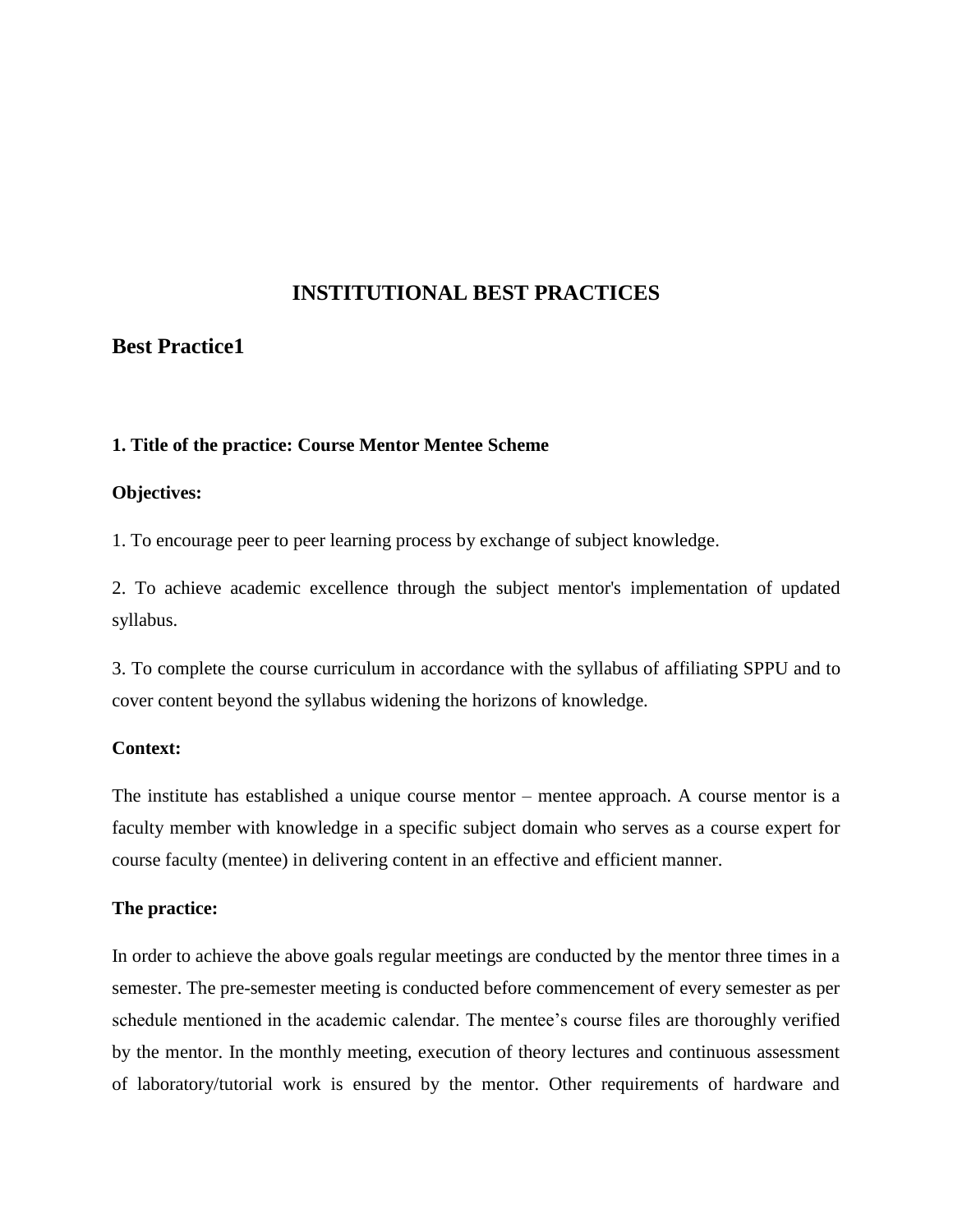# INSTITUTIONAL BEST PRACTICES

## Best Practice1

**1. Title of the practice: Course Mentor Mentee Scheme**

**Objectives:**

1. To encourage peer to peer learning process by exchange of subject knowledge.

2. To achieve academic excellence through the subject mentor's implementation of updated syllabus.

3. To complete the course curriculum in accordance with the syllabus of affiliating SPPU and to cover content beyond the syllabus widening the horizons of knowledge.

**Context:**

The institute has established a unique course mentor – mentee approach. A course mentor is a faculty member with knowledge in a specific subject domain who serves as a course expert for course faculty (mentee) in delivering content in an effective and efficient manner.

**The practice:**

In order to achieve the above goals regular meetings are conducted by the mentor three times in a semester. The pre-semester meeting is conducted before commencement of every semester as per schedule mentioned in the academic calendar. The mentee's course files are thoroughly verified by the mentor. In the monthly meeting, execution of theory lectures and continuous assessment of laboratory/tutorial work is ensured by the mentor. Other requirements of hardware and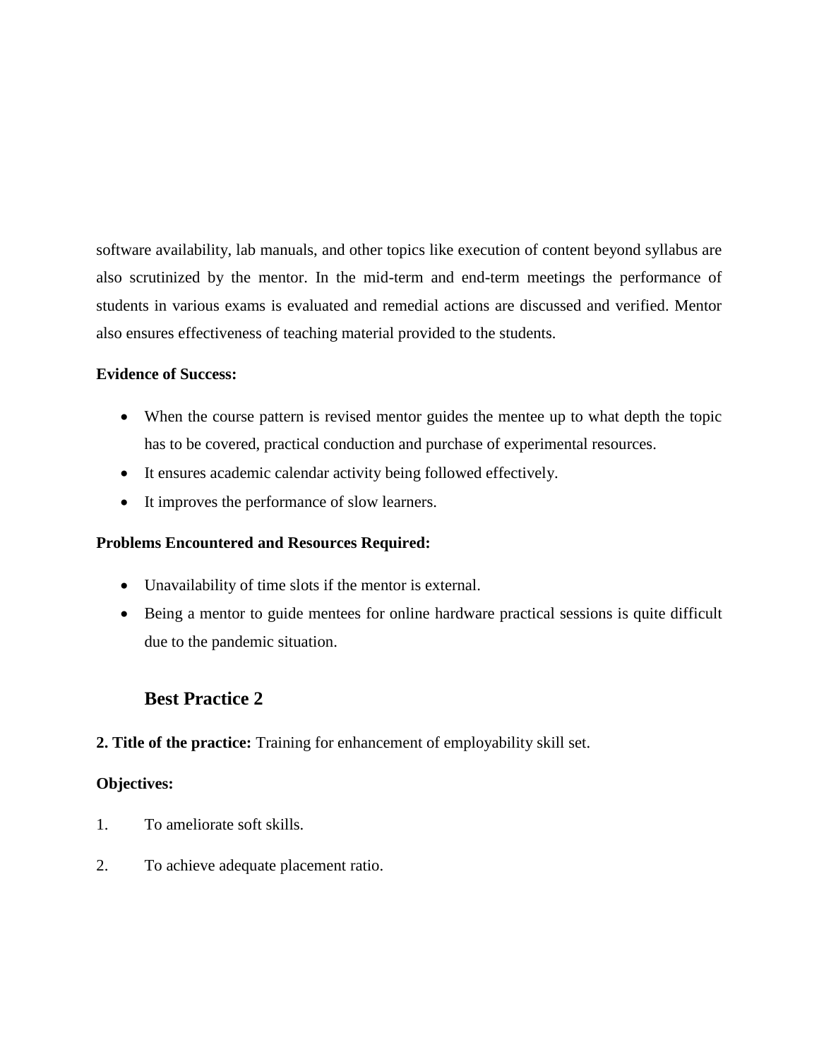software availability, lab manuals, and other topics like execution of content beyond syllabus are also scrutinized by the mentor. In the mid-term and end-term meetings the performance of students in various exams is evaluated and remedial actions are discussed and verified. Mentor also ensures effectiveness of teaching material provided to the students.

**Evidence of Success:**

- When the course pattern is revised mentor guides the mentee up to what depth the topic has to be covered, practical conduction and purchase of experimental resources.
- It ensures academic calendar activity being followed effectively.
- It improves the performance of slow learners.

**Problems Encountered and Resources Required:**

- Unavailability of time slots if the mentor is external.
- Being a mentor to guide mentees for online hardware practical sessions is quite difficult due to the pandemic situation.

## Best Practice 2

**2. Title of the practice:** Training for enhancement of employability skill set.

**Objectives:**

1. To ameliorate soft skills.
2. To achieve adequate placement ratio.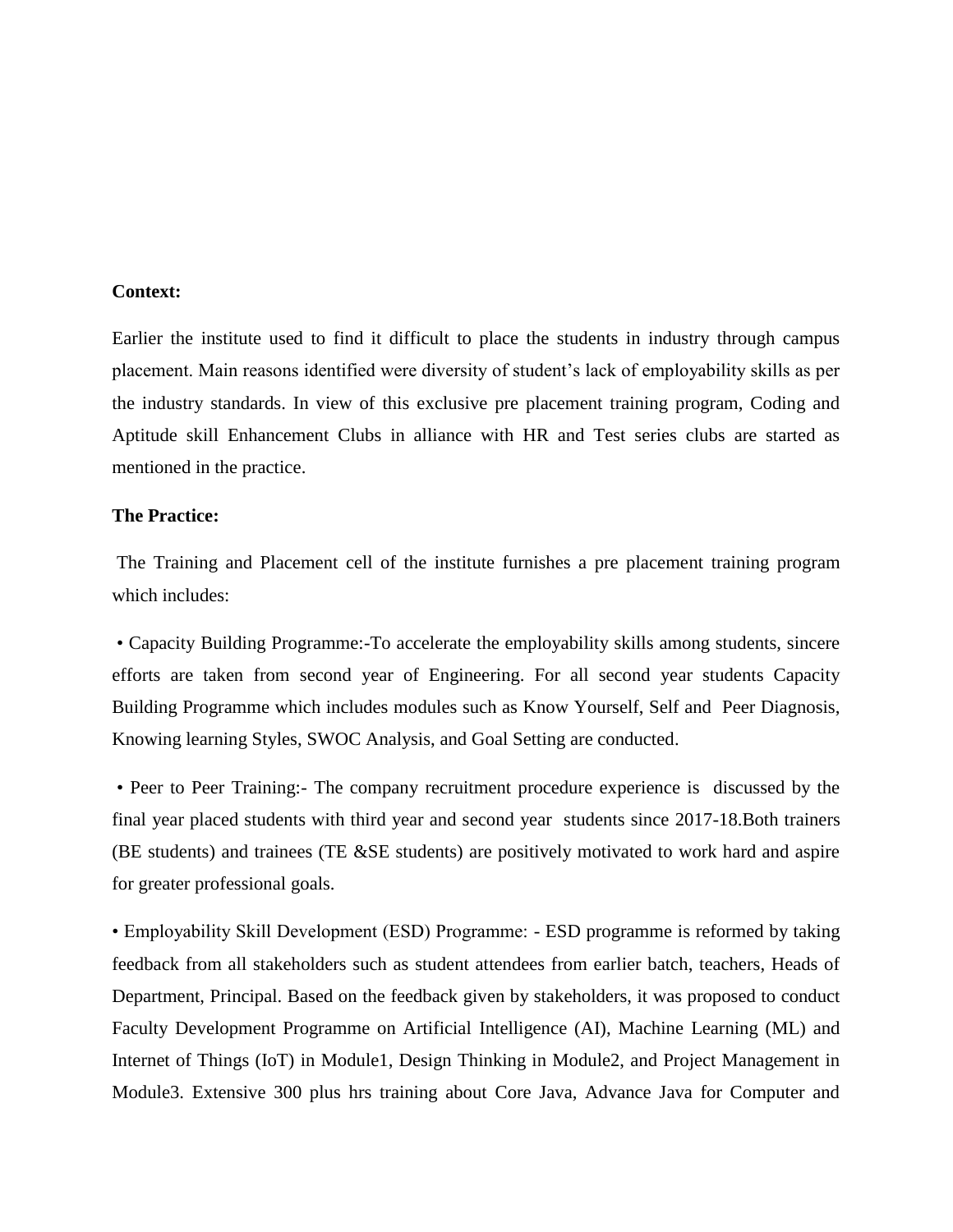**Context:**

Earlier the institute used to find it difficult to place the students in industry through campus placement. Main reasons identified were diversity of student's lack of employability skills as per the industry standards. In view of this exclusive pre placement training program, Coding and Aptitude skill Enhancement Clubs in alliance with HR and Test series clubs are started as mentioned in the practice.

**The Practice:**

The Training and Placement cell of the institute furnishes a pre placement training program which includes:

• Capacity Building Programme:-To accelerate the employability skills among students, sincere efforts are taken from second year of Engineering. For all second year students Capacity Building Programme which includes modules such as Know Yourself, Self and Peer Diagnosis, Knowing learning Styles, SWOC Analysis, and Goal Setting are conducted.

• Peer to Peer Training:- The company recruitment procedure experience is discussed by the final year placed students with third year and second year students since 2017-18.Both trainers (BE students) and trainees (TE &SE students) are positively motivated to work hard and aspire for greater professional goals.

• Employability Skill Development (ESD) Programme: - ESD programme is reformed by taking feedback from all stakeholders such as student attendees from earlier batch, teachers, Heads of Department, Principal. Based on the feedback given by stakeholders, it was proposed to conduct Faculty Development Programme on Artificial Intelligence (AI), Machine Learning (ML) and Internet of Things (IoT) in Module1, Design Thinking in Module2, and Project Management in Module3. Extensive 300 plus hrs training about Core Java, Advance Java for Computer and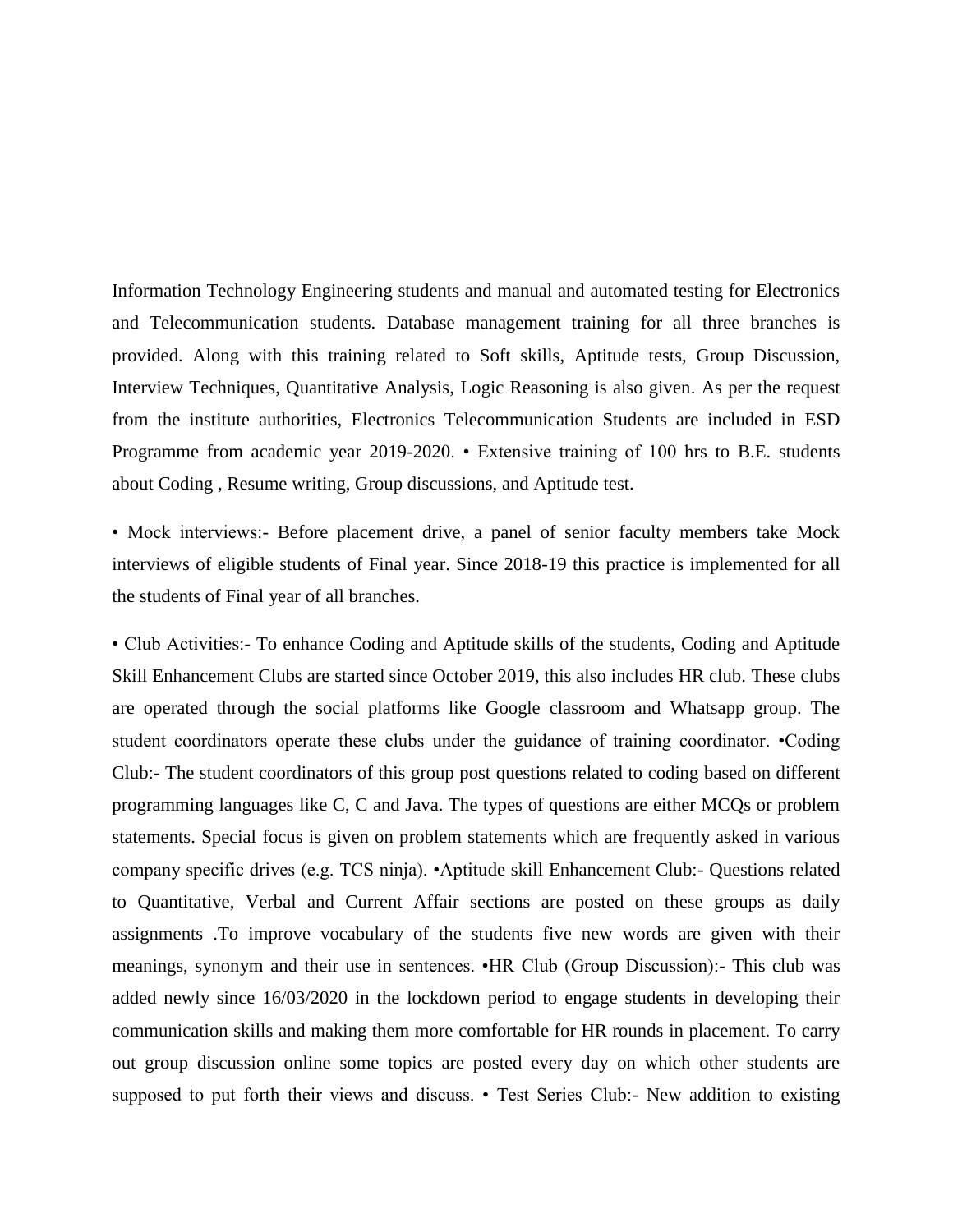Information Technology Engineering students and manual and automated testing for Electronics and Telecommunication students. Database management training for all three branches is provided. Along with this training related to Soft skills, Aptitude tests, Group Discussion, Interview Techniques, Quantitative Analysis, Logic Reasoning is also given. As per the request from the institute authorities, Electronics Telecommunication Students are included in ESD Programme from academic year 2019-2020. • Extensive training of 100 hrs to B.E. students about Coding , Resume writing, Group discussions, and Aptitude test.

• Mock interviews:- Before placement drive, a panel of senior faculty members take Mock interviews of eligible students of Final year. Since 2018-19 this practice is implemented for all the students of Final year of all branches.

• Club Activities:- To enhance Coding and Aptitude skills of the students, Coding and Aptitude Skill Enhancement Clubs are started since October 2019, this also includes HR club. These clubs are operated through the social platforms like Google classroom and Whatsapp group. The student coordinators operate these clubs under the guidance of training coordinator. •Coding Club:- The student coordinators of this group post questions related to coding based on different programming languages like C, C and Java. The types of questions are either MCQs or problem statements. Special focus is given on problem statements which are frequently asked in various company specific drives (e.g. TCS ninja). •Aptitude skill Enhancement Club:- Questions related to Quantitative, Verbal and Current Affair sections are posted on these groups as daily assignments .To improve vocabulary of the students five new words are given with their meanings, synonym and their use in sentences. •HR Club (Group Discussion):- This club was added newly since 16/03/2020 in the lockdown period to engage students in developing their communication skills and making them more comfortable for HR rounds in placement. To carry out group discussion online some topics are posted every day on which other students are supposed to put forth their views and discuss. • Test Series Club:- New addition to existing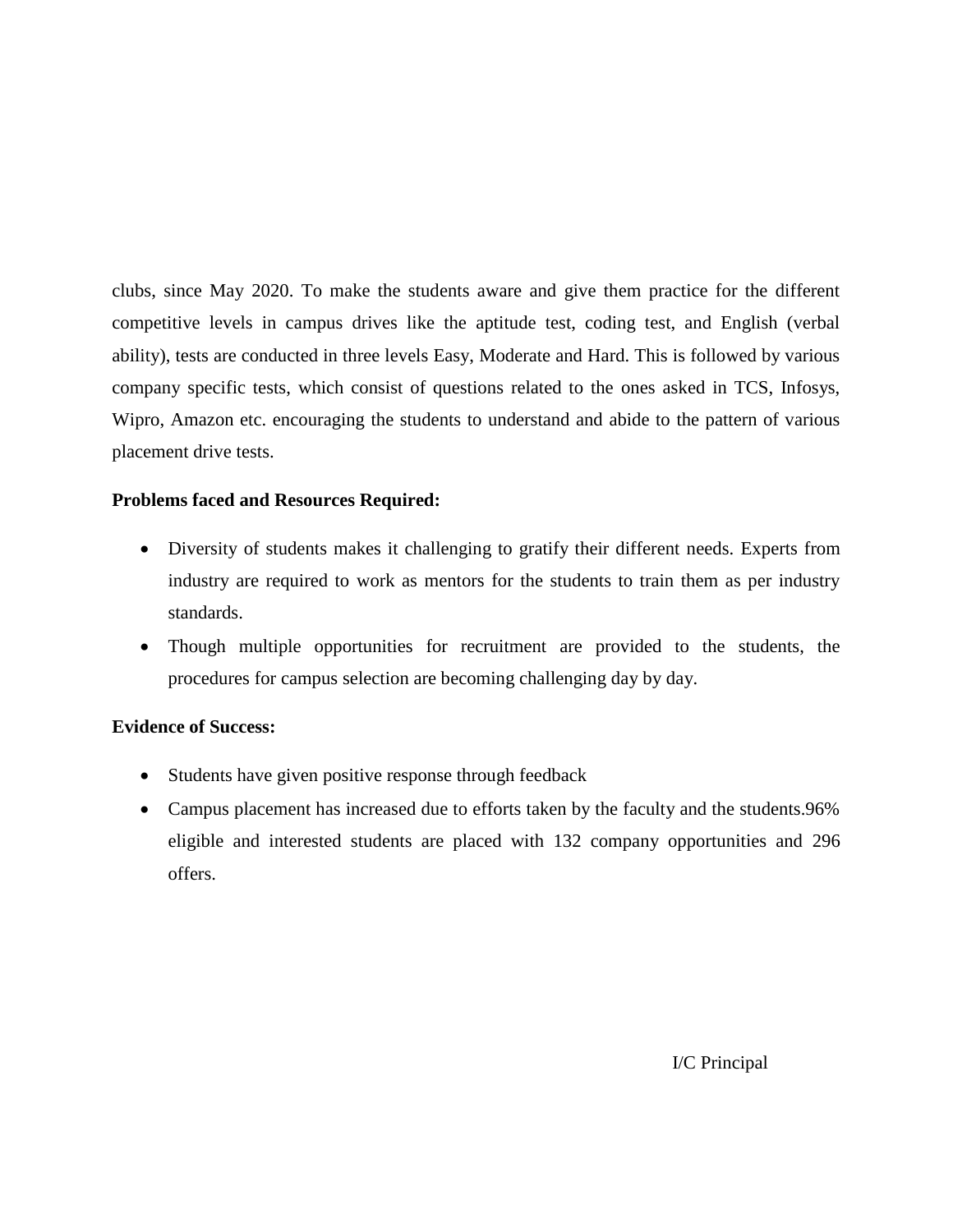clubs, since May 2020. To make the students aware and give them practice for the different competitive levels in campus drives like the aptitude test, coding test, and English (verbal ability), tests are conducted in three levels Easy, Moderate and Hard. This is followed by various company specific tests, which consist of questions related to the ones asked in TCS, Infosys, Wipro, Amazon etc. encouraging the students to understand and abide to the pattern of various placement drive tests.

**Problems faced and Resources Required:**

- Diversity of students makes it challenging to gratify their different needs. Experts from industry are required to work as mentors for the students to train them as per industry standards.
- Though multiple opportunities for recruitment are provided to the students, the procedures for campus selection are becoming challenging day by day.

**Evidence of Success:**

- Students have given positive response through feedback
- Campus placement has increased due to efforts taken by the faculty and the students.96% eligible and interested students are placed with 132 company opportunities and 296 offers.

I/C Principal